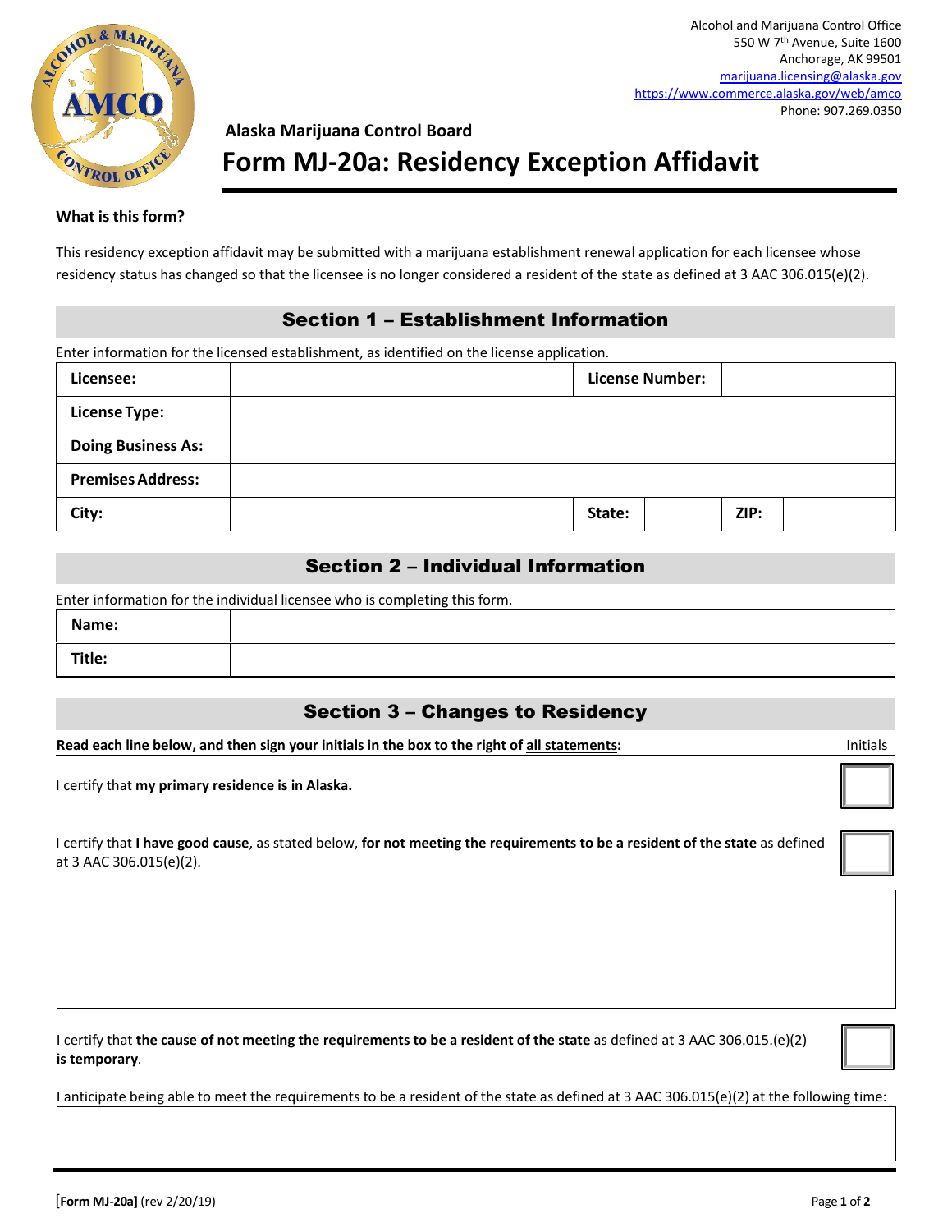Alcohol and Marijuana Control Office
550 W 7th Avenue, Suite 1600
Anchorage, AK 99501
marijuana.licensing@alaska.gov
https://www.commerce.alaska.gov/web/amco
Phone: 907.269.0350

**Alaska Marijuana Control Board**

# Form MJ-20a: Residency Exception Affidavit

**What is this form?**

This residency exception affidavit may be submitted with a marijuana establishment renewal application for each licensee whose residency status has changed so that the licensee is no longer considered a resident of the state as defined at 3 AAC 306.015(e)(2).

## Section 1 – Establishment Information

Enter information for the licensed establishment, as identified on the license application.

| | | | | | |
|---|---|---|---|---|---|
| **Licensee:** | | **License Number:** | | | |
| **License Type:** | | | | | |
| **Doing Business As:** | | | | | |
| **Premises Address:** | | | | | |
| **City:** | | **State:** | | **ZIP:** | |

## Section 2 – Individual Information

Enter information for the individual licensee who is completing this form.

| | |
|---|---|
| **Name:** | |
| **Title:** | |

## Section 3 – Changes to Residency

**Read each line below, and then sign your initials in the box to the right of all statements:** Initials

I certify that **my primary residence is in Alaska.** [ ]

I certify that **I have good cause**, as stated below, **for not meeting the requirements to be a resident of the state** as defined at 3 AAC 306.015(e)(2). [ ]

I certify that **the cause of not meeting the requirements to be a resident of the state** as defined at 3 AAC 306.015.(e)(2) **is temporary**. [ ]

I anticipate being able to meet the requirements to be a resident of the state as defined at 3 AAC 306.015(e)(2) at the following time:

**[Form MJ-20a]** (rev 2/20/19)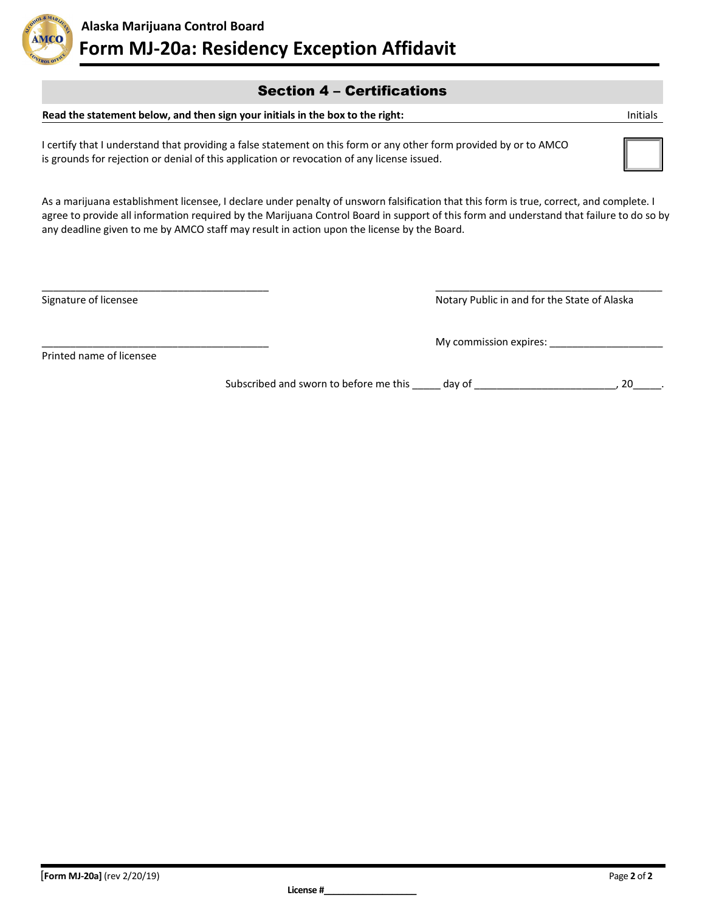**Alaska Marijuana Control Board**

# Form MJ-20a: Residency Exception Affidavit

## Section 4 – Certifications

**Read the statement below, and then sign your initials in the box to the right:** Initials

I certify that I understand that providing a false statement on this form or any other form provided by or to AMCO is grounds for rejection or denial of this application or revocation of any license issued.

As a marijuana establishment licensee, I declare under penalty of unsworn falsification that this form is true, correct, and complete. I agree to provide all information required by the Marijuana Control Board in support of this form and understand that failure to do so by any deadline given to me by AMCO staff may result in action upon the license by the Board.

_______________________________________
Signature of licensee

_______________________________________
Notary Public in and for the State of Alaska

_______________________________________
Printed name of licensee

My commission expires: ____________________

Subscribed and sworn to before me this _____ day of ________________________, 20_____.

[Form MJ-20a] (rev 2/20/19)

**License #__________________**